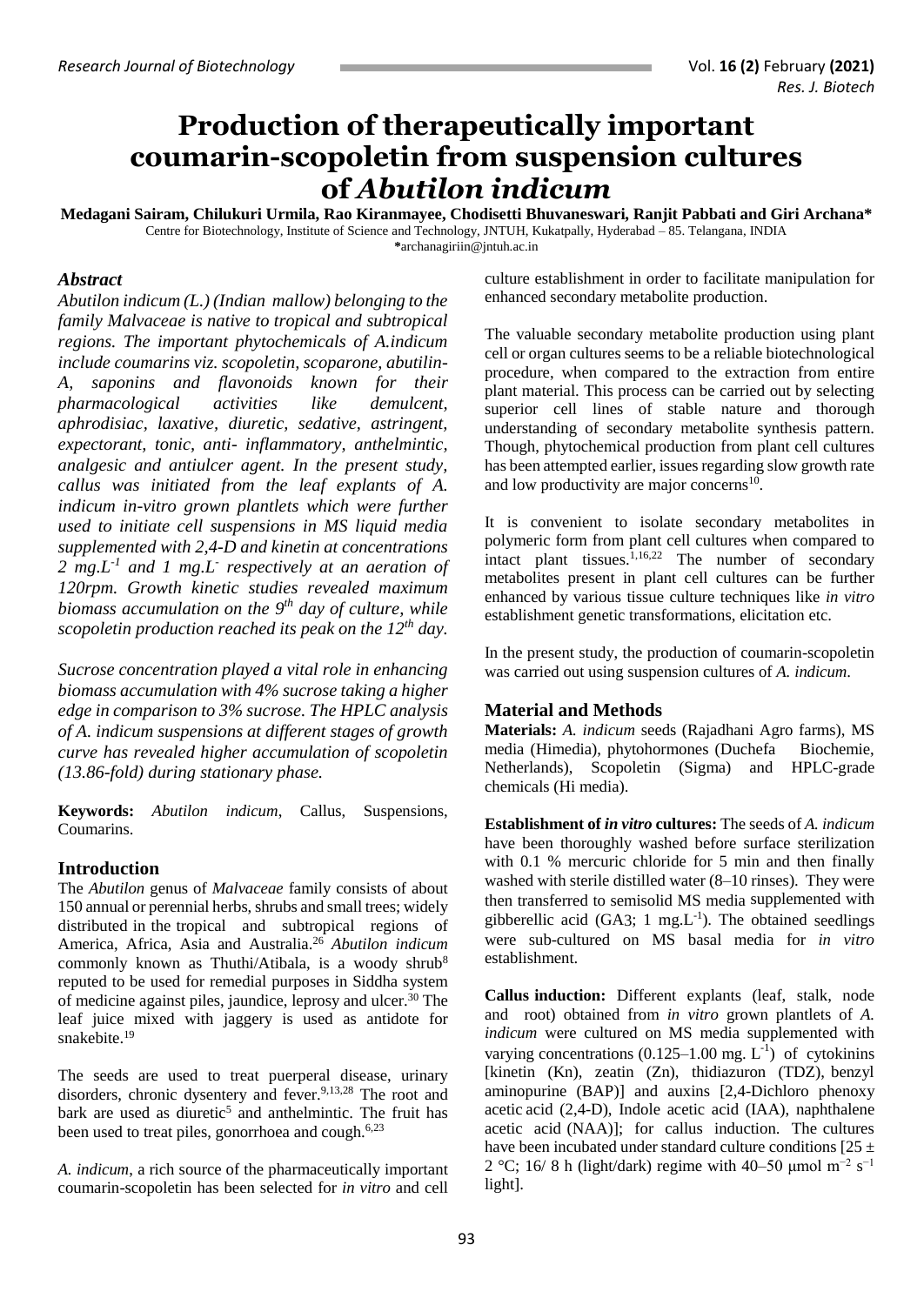# Production of therapeutically important coumarin-scopoletin from suspension cultures of *Abutilon indicum*

**Medagani Sairam, Chilukuri Urmila, Rao Kiranmayee, Chodisetti Bhuvaneswari, Ranjit Pabbati and Giri Archana***

Centre for Biotechnology, Institute of Science and Technology, JNTUH, Kukatpally, Hyderabad – 85. Telangana, INDIA

*archanagiriin@jntuh.ac.in

## *Abstract*

*Abutilon indicum (L.) (Indian mallow) belonging to the family Malvaceae is native to tropical and subtropical regions. The important phytochemicals of A.indicum include coumarins viz. scopoletin, scoparone, abutilin-A, saponins and flavonoids known for their pharmacological activities like demulcent, aphrodisiac, laxative, diuretic, sedative, astringent, expectorant, tonic, anti- inflammatory, anthelmintic, analgesic and antiulcer agent. In the present study, callus was initiated from the leaf explants of A. indicum in-vitro grown plantlets which were further used to initiate cell suspensions in MS liquid media supplemented with 2,4-D and kinetin at concentrations 2 mg.$L^{-1}$ and 1 mg.$L^{-}$ respectively at an aeration of 120rpm. Growth kinetic studies revealed maximum biomass accumulation on the $9^{th}$ day of culture, while scopoletin production reached its peak on the $12^{th}$ day.*

*Sucrose concentration played a vital role in enhancing biomass accumulation with 4% sucrose taking a higher edge in comparison to 3% sucrose. The HPLC analysis of A. indicum suspensions at different stages of growth curve has revealed higher accumulation of scopoletin (13.86-fold) during stationary phase.*

**Keywords:** *Abutilon indicum*, Callus, Suspensions, Coumarins.

## Introduction

The *Abutilon* genus of *Malvaceae* family consists of about 150 annual or perennial herbs, shrubs and small trees; widely distributed in the tropical and subtropical regions of America, Africa, Asia and Australia.[26] *Abutilon indicum* commonly known as Thuthi/Atibala, is a woody shrub[8] reputed to be used for remedial purposes in Siddha system of medicine against piles, jaundice, leprosy and ulcer.[30] The leaf juice mixed with jaggery is used as antidote for snakebite.[19]

The seeds are used to treat puerperal disease, urinary disorders, chronic dysentery and fever.[9,13,28] The root and bark are used as diuretic[5] and anthelmintic. The fruit has been used to treat piles, gonorrhoea and cough.[6,23]

*A. indicum*, a rich source of the pharmaceutically important coumarin-scopoletin has been selected for *in vitro* and cell culture establishment in order to facilitate manipulation for enhanced secondary metabolite production.

The valuable secondary metabolite production using plant cell or organ cultures seems to be a reliable biotechnological procedure, when compared to the extraction from entire plant material. This process can be carried out by selecting superior cell lines of stable nature and thorough understanding of secondary metabolite synthesis pattern. Though, phytochemical production from plant cell cultures has been attempted earlier, issues regarding slow growth rate and low productivity are major concerns[10].

It is convenient to isolate secondary metabolites in polymeric form from plant cell cultures when compared to intact plant tissues.[1,16,22] The number of secondary metabolites present in plant cell cultures can be further enhanced by various tissue culture techniques like *in vitro* establishment genetic transformations, elicitation etc.

In the present study, the production of coumarin-scopoletin was carried out using suspension cultures of *A. indicum*.

## Material and Methods

**Materials:** *A. indicum* seeds (Rajadhani Agro farms), MS media (Himedia), phytohormones (Duchefa Biochemie, Netherlands), Scopoletin (Sigma) and HPLC-grade chemicals (Hi media).

**Establishment of *in vitro* cultures:** The seeds of *A. indicum* have been thoroughly washed before surface sterilization with 0.1 % mercuric chloride for 5 min and then finally washed with sterile distilled water (8–10 rinses). They were then transferred to semisolid MS media supplemented with gibberellic acid ($GA_3$; 1 mg.$L^{-1}$). The obtained seedlings were sub-cultured on MS basal media for *in vitro* establishment.

**Callus induction:** Different explants (leaf, stalk, node and root) obtained from *in vitro* grown plantlets of *A. indicum* were cultured on MS media supplemented with varying concentrations (0.125–1.00 mg. $L^{-1}$) of cytokinins [kinetin (Kn), zeatin (Zn), thidiazuron (TDZ), benzyl aminopurine (BAP)] and auxins [2,4-Dichloro phenoxy acetic acid (2,4-D), Indole acetic acid (IAA), naphthalene acetic acid (NAA)]; for callus induction. The cultures have been incubated under standard culture conditions [25 ± 2 °C; 16/ 8 h (light/dark) regime with 40–50 μmol $m^{-2}$ $s^{-1}$ light].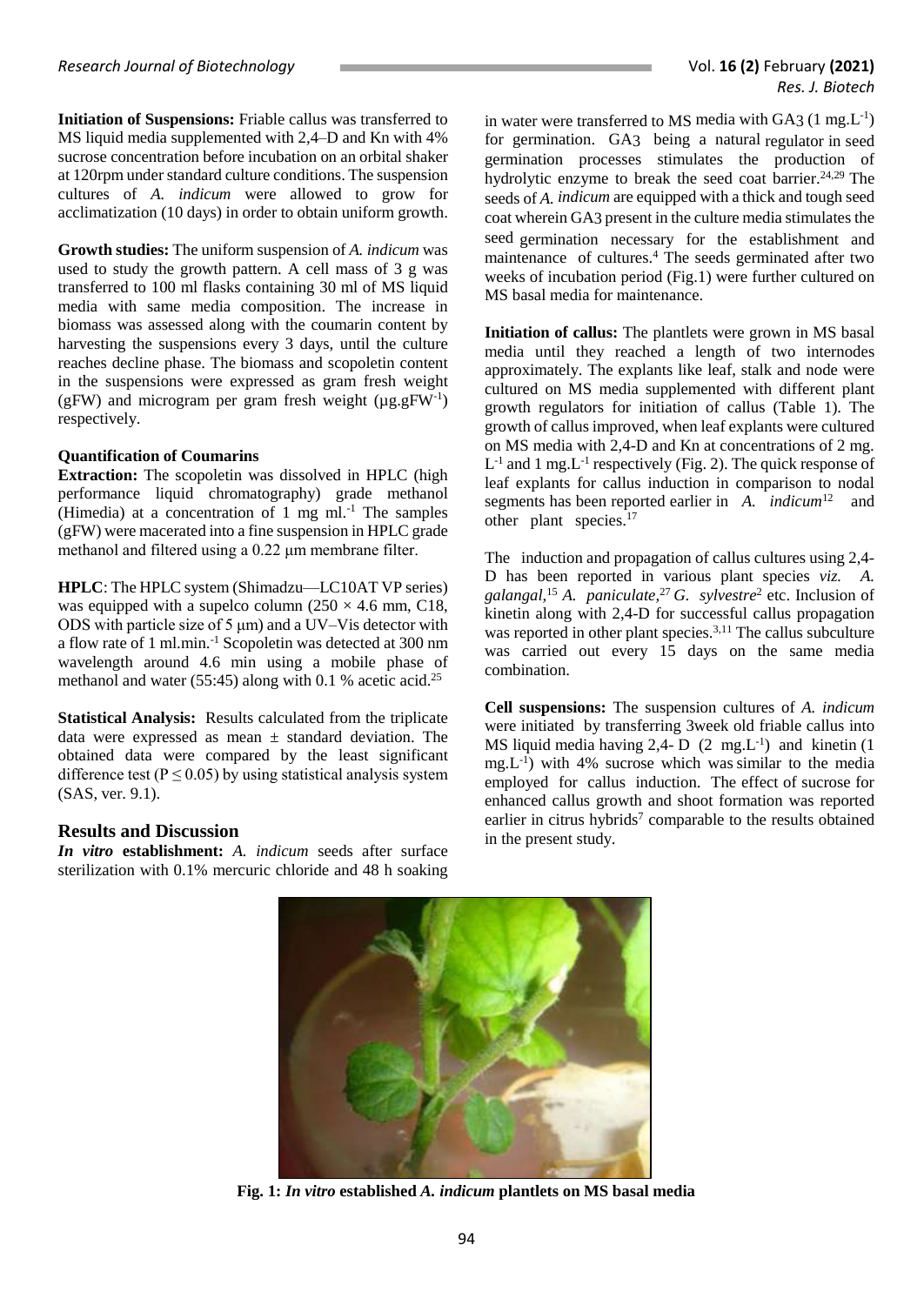**Initiation of Suspensions:** Friable callus was transferred to MS liquid media supplemented with 2,4–D and Kn with 4% sucrose concentration before incubation on an orbital shaker at 120rpm under standard culture conditions. The suspension cultures of *A. indicum* were allowed to grow for acclimatization (10 days) in order to obtain uniform growth.

**Growth studies:** The uniform suspension of *A. indicum* was used to study the growth pattern. A cell mass of 3 g was transferred to 100 ml flasks containing 30 ml of MS liquid media with same media composition. The increase in biomass was assessed along with the coumarin content by harvesting the suspensions every 3 days, until the culture reaches decline phase. The biomass and scopoletin content in the suspensions were expressed as gram fresh weight (gFW) and microgram per gram fresh weight ($\mu g.gFW^{-1}$) respectively.

**Quantification of Coumarins**

**Extraction:** The scopoletin was dissolved in HPLC (high performance liquid chromatography) grade methanol (Himedia) at a concentration of 1 mg $ml.^{-1}$ The samples (gFW) were macerated into a fine suspension in HPLC grade methanol and filtered using a 0.22 µm membrane filter.

**HPLC**: The HPLC system (Shimadzu—LC10AT VP series) was equipped with a supelco column (250 × 4.6 mm, C18, ODS with particle size of 5 µm) and a UV–Vis detector with a flow rate of 1 $ml.min.^{-1}$ Scopoletin was detected at 300 nm wavelength around 4.6 min using a mobile phase of methanol and water (55:45) along with 0.1 % acetic acid.[25]

**Statistical Analysis:** Results calculated from the triplicate data were expressed as mean ± standard deviation. The obtained data were compared by the least significant difference test ($P \leq 0.05$) by using statistical analysis system (SAS, ver. 9.1).

## Results and Discussion

***In vitro* establishment:** *A. indicum* seeds after surface sterilization with 0.1% mercuric chloride and 48 h soaking in water were transferred to MS media with $GA_3$ (1 $mg.L^{-1}$) for germination. $GA_3$ being a natural regulator in seed germination processes stimulates the production of hydrolytic enzyme to break the seed coat barrier.[24,29] The seeds of *A. indicum* are equipped with a thick and tough seed coat wherein $GA_3$ present in the culture media stimulates the seed germination necessary for the establishment and maintenance of cultures.[4] The seeds germinated after two weeks of incubation period (Fig.1) were further cultured on MS basal media for maintenance.

**Initiation of callus:** The plantlets were grown in MS basal media until they reached a length of two internodes approximately. The explants like leaf, stalk and node were cultured on MS media supplemented with different plant growth regulators for initiation of callus (Table 1). The growth of callus improved, when leaf explants were cultured on MS media with 2,4-D and Kn at concentrations of 2 $mg.L^{-1}$ and 1 $mg.L^{-1}$ respectively (Fig. 2). The quick response of leaf explants for callus induction in comparison to nodal segments has been reported earlier in *A. indicum*[12] and other plant species.[17]

The induction and propagation of callus cultures using 2,4-D has been reported in various plant species *viz. A. galangal*,[15] *A. paniculate*,[27] *G. sylvestre*[2] etc. Inclusion of kinetin along with 2,4-D for successful callus propagation was reported in other plant species.[3,11] The callus subculture was carried out every 15 days on the same media combination.

**Cell suspensions:** The suspension cultures of *A. indicum* were initiated by transferring 3week old friable callus into MS liquid media having 2,4- D (2 $mg.L^{-1}$) and kinetin (1 $mg.L^{-1}$) with 4% sucrose which was similar to the media employed for callus induction. The effect of sucrose for enhanced callus growth and shoot formation was reported earlier in citrus hybrids[7] comparable to the results obtained in the present study.

**Fig. 1: *In vitro* established *A. indicum* plantlets on MS basal media**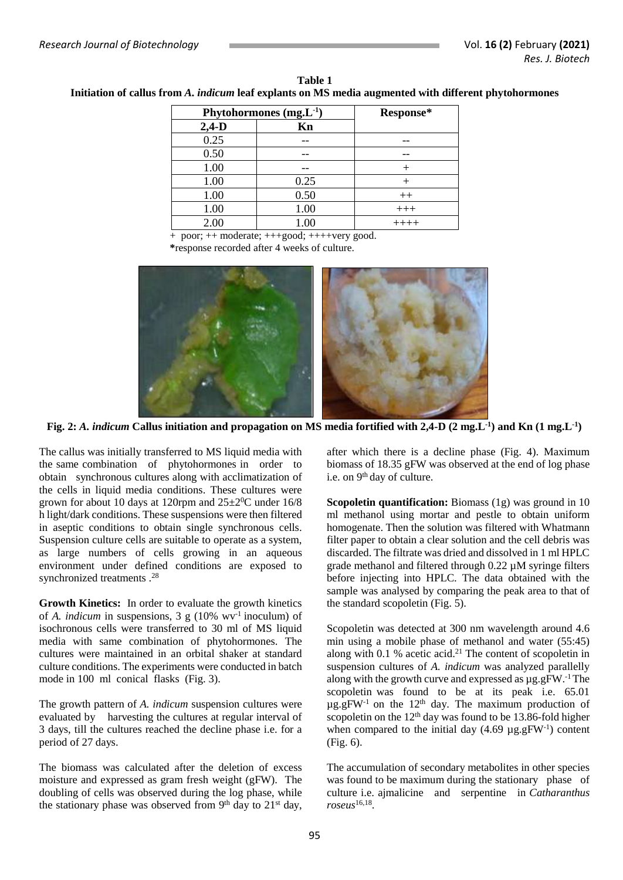**Table 1**
**Initiation of callus from *A. indicum* leaf explants on MS media augmented with different phytohormones**

| Phytohormones ($mg.L^{-1}$) | | Response* |
|---|---|---|
| 2,4-D | Kn | |
| 0.25 | -- | -- |
| 0.50 | -- | -- |
| 1.00 | -- | + |
| 1.00 | 0.25 | + |
| 1.00 | 0.50 | ++ |
| 1.00 | 1.00 | +++ |
| 2.00 | 1.00 | ++++ |

+ poor; ++ moderate; +++good; ++++very good.
*response recorded after 4 weeks of culture.

**Fig. 2: *A. indicum* Callus initiation and propagation on MS media fortified with 2,4-D (2 $mg.L^{-1}$) and Kn (1 $mg.L^{-1}$)**

The callus was initially transferred to MS liquid media with the same combination of phytohormones in order to obtain synchronous cultures along with acclimatization of the cells in liquid media conditions. These cultures were grown for about 10 days at 120rpm and 25±2$^0$C under 16/8 h light/dark conditions. These suspensions were then filtered in aseptic conditions to obtain single synchronous cells. Suspension culture cells are suitable to operate as a system, as large numbers of cells growing in an aqueous environment under defined conditions are exposed to synchronized treatments .[28]

**Growth Kinetics:** In order to evaluate the growth kinetics of *A. indicum* in suspensions, 3 g (10% $wv^{-1}$ inoculum) of isochronous cells were transferred to 30 ml of MS liquid media with same combination of phytohormones. The cultures were maintained in an orbital shaker at standard culture conditions. The experiments were conducted in batch mode in 100 ml conical flasks (Fig. 3).

The growth pattern of *A. indicum* suspension cultures were evaluated by harvesting the cultures at regular interval of 3 days, till the cultures reached the decline phase i.e. for a period of 27 days.

The biomass was calculated after the deletion of excess moisture and expressed as gram fresh weight (gFW). The doubling of cells was observed during the log phase, while the stationary phase was observed from 9th day to 21st day, after which there is a decline phase (Fig. 4). Maximum biomass of 18.35 gFW was observed at the end of log phase i.e. on 9th day of culture.

**Scopoletin quantification:** Biomass (1g) was ground in 10 ml methanol using mortar and pestle to obtain uniform homogenate. Then the solution was filtered with Whatmann filter paper to obtain a clear solution and the cell debris was discarded. The filtrate was dried and dissolved in 1 ml HPLC grade methanol and filtered through 0.22 µM syringe filters before injecting into HPLC. The data obtained with the sample was analysed by comparing the peak area to that of the standard scopoletin (Fig. 5).

Scopoletin was detected at 300 nm wavelength around 4.6 min using a mobile phase of methanol and water (55:45) along with 0.1 % acetic acid.[21] The content of scopoletin in suspension cultures of *A. indicum* was analyzed parallelly along with the growth curve and expressed as $\mu g.gFW^{-1}$. The scopoletin was found to be at its peak i.e. 65.01 $\mu g.gFW^{-1}$ on the 12th day. The maximum production of scopoletin on the 12th day was found to be 13.86-fold higher when compared to the initial day (4.69 $\mu g.gFW^{-1}$) content (Fig. 6).

The accumulation of secondary metabolites in other species was found to be maximum during the stationary phase of culture i.e. ajmalicine and serpentine in *Catharanthus roseus*[16,18].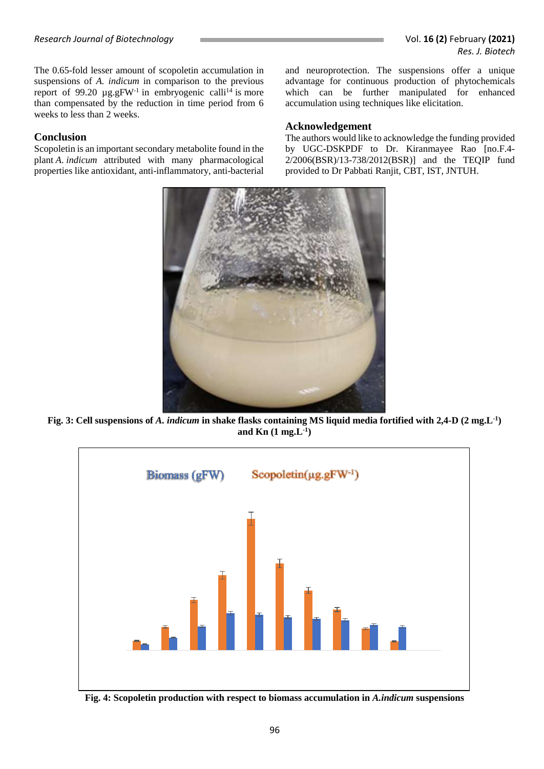The 0.65-fold lesser amount of scopoletin accumulation in suspensions of *A. indicum* in comparison to the previous report of 99.20 µg.gFW$^{-1}$ in embryogenic calli[14] is more than compensated by the reduction in time period from 6 weeks to less than 2 weeks.

## Conclusion

Scopoletin is an important secondary metabolite found in the plant *A. indicum* attributed with many pharmacological properties like antioxidant, anti-inflammatory, anti-bacterial and neuroprotection. The suspensions offer a unique advantage for continuous production of phytochemicals which can be further manipulated for enhanced accumulation using techniques like elicitation.

## Acknowledgement

The authors would like to acknowledge the funding provided by UGC-DSKPDF to Dr. Kiranmayee Rao [no.F.4-2/2006(BSR)/13-738/2012(BSR)] and the TEQIP fund provided to Dr Pabbati Ranjit, CBT, IST, JNTUH.

**Fig. 3: Cell suspensions of *A. indicum* in shake flasks containing MS liquid media fortified with 2,4-D (2 mg.L$^{-1}$) and Kn (1 mg.L$^{-1}$)**

**Fig. 4: Scopoletin production with respect to biomass accumulation in *A.indicum* suspensions**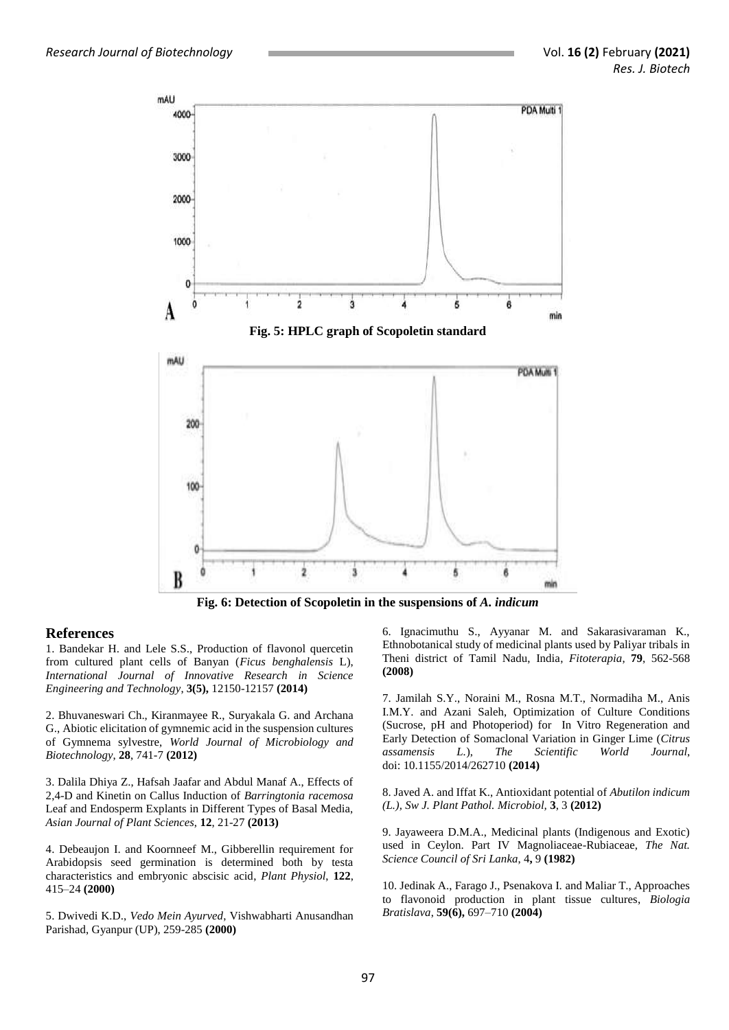Fig. 5: HPLC graph of Scopoletin standard

Fig. 6: Detection of Scopoletin in the suspensions of *A. indicum*

## References

1. Bandekar H. and Lele S.S., Production of flavonol quercetin from cultured plant cells of Banyan (*Ficus benghalensis* L), *International Journal of Innovative Research in Science Engineering and Technology*, **3(5),** 12150-12157 **(2014)**

2. Bhuvaneswari Ch., Kiranmayee R., Suryakala G. and Archana G., Abiotic elicitation of gymnemic acid in the suspension cultures of Gymnema sylvestre, *World Journal of Microbiology and Biotechnology*, **28**, 741-7 **(2012)**

3. Dalila Dhiya Z., Hafsah Jaafar and Abdul Manaf A., Effects of 2,4-D and Kinetin on Callus Induction of *Barringtonia racemosa* Leaf and Endosperm Explants in Different Types of Basal Media, *Asian Journal of Plant Sciences*, **12**, 21-27 **(2013)**

4. Debeaujon I. and Koornneef M., Gibberellin requirement for Arabidopsis seed germination is determined both by testa characteristics and embryonic abscisic acid, *Plant Physiol*, **122**, 415–24 **(2000)**

5. Dwivedi K.D., *Vedo Mein Ayurved*, Vishwabharti Anusandhan Parishad, Gyanpur (UP), 259-285 **(2000)**

6. Ignacimuthu S., Ayyanar M. and Sakarasivaraman K., Ethnobotanical study of medicinal plants used by Paliyar tribals in Theni district of Tamil Nadu, India, *Fitoterapia*, **79**, 562-568 **(2008)**

7. Jamilah S.Y., Noraini M., Rosna M.T., Normadiha M., Anis I.M.Y. and Azani Saleh, Optimization of Culture Conditions (Sucrose, pH and Photoperiod) for In Vitro Regeneration and Early Detection of Somaclonal Variation in Ginger Lime (*Citrus assamensis L.*), *The Scientific World Journal*, doi: 10.1155/2014/262710 **(2014)**

8. Javed A. and Iffat K., Antioxidant potential of *Abutilon indicum (L.), Sw J. Plant Pathol. Microbiol*, **3**, 3 **(2012)**

9. Jayaweera D.M.A., Medicinal plants (Indigenous and Exotic) used in Ceylon. Part IV Magnoliaceae-Rubiaceae, *The Nat. Science Council of Sri Lanka*, 4**,** 9 **(1982)**

10. Jedinak A., Farago J., Psenakova I. and Maliar T., Approaches to flavonoid production in plant tissue cultures, *Biologia Bratislava*, **59(6),** 697–710 **(2004)**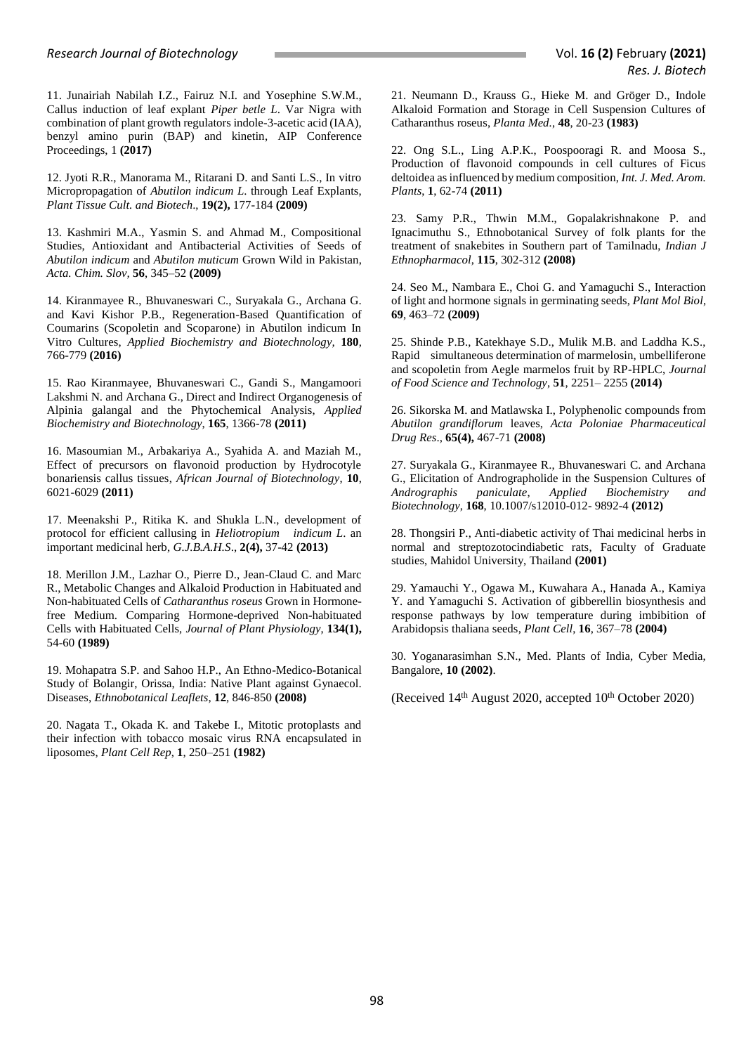11. Junairiah Nabilah I.Z., Fairuz N.I. and Yosephine S.W.M., Callus induction of leaf explant *Piper betle L*. Var Nigra with combination of plant growth regulators indole-3-acetic acid (IAA), benzyl amino purin (BAP) and kinetin, AIP Conference Proceedings, 1 **(2017)**

12. Jyoti R.R., Manorama M., Ritarani D. and Santi L.S., In vitro Micropropagation of *Abutilon indicum L*. through Leaf Explants, *Plant Tissue Cult. and Biotech*., **19(2),** 177-184 **(2009)**

13. Kashmiri M.A., Yasmin S. and Ahmad M., Compositional Studies, Antioxidant and Antibacterial Activities of Seeds of *Abutilon indicum* and *Abutilon muticum* Grown Wild in Pakistan, *Acta. Chim. Slov*, **56**, 345–52 **(2009)**

14. Kiranmayee R., Bhuvaneswari C., Suryakala G., Archana G. and Kavi Kishor P.B., Regeneration-Based Quantification of Coumarins (Scopoletin and Scoparone) in Abutilon indicum In Vitro Cultures, *Applied Biochemistry and Biotechnology*, **180**, 766-779 **(2016)**

15. Rao Kiranmayee, Bhuvaneswari C., Gandi S., Mangamoori Lakshmi N. and Archana G., Direct and Indirect Organogenesis of Alpinia galangal and the Phytochemical Analysis, *Applied Biochemistry and Biotechnology*, **165**, 1366-78 **(2011)**

16. Masoumian M., Arbakariya A., Syahida A. and Maziah M., Effect of precursors on flavonoid production by Hydrocotyle bonariensis callus tissues, *African Journal of Biotechnology*, **10**, 6021-6029 **(2011)**

17. Meenakshi P., Ritika K. and Shukla L.N., development of protocol for efficient callusing in *Heliotropium indicum L*. an important medicinal herb, *G.J.B.A.H.S*., **2(4),** 37-42 **(2013)**

18. Merillon J.M., Lazhar O., Pierre D., Jean-Claud C. and Marc R., Metabolic Changes and Alkaloid Production in Habituated and Non-habituated Cells of *Catharanthus roseus* Grown in Hormone-free Medium. Comparing Hormone-deprived Non-habituated Cells with Habituated Cells, *Journal of Plant Physiology*, **134(1),** 54-60 **(1989)**

19. Mohapatra S.P. and Sahoo H.P., An Ethno-Medico-Botanical Study of Bolangir, Orissa, India: Native Plant against Gynaecol. Diseases, *Ethnobotanical Leaflets*, **12**, 846-850 **(2008)**

20. Nagata T., Okada K. and Takebe I., Mitotic protoplasts and their infection with tobacco mosaic virus RNA encapsulated in liposomes, *Plant Cell Rep*, **1**, 250–251 **(1982)**

21. Neumann D., Krauss G., Hieke M. and Gröger D., Indole Alkaloid Formation and Storage in Cell Suspension Cultures of Catharanthus roseus, *Planta Med*., **48**, 20-23 **(1983)**

22. Ong S.L., Ling A.P.K., Poospooragi R. and Moosa S., Production of flavonoid compounds in cell cultures of Ficus deltoidea as influenced by medium composition, *Int. J. Med. Arom. Plants*, **1**, 62-74 **(2011)**

23. Samy P.R., Thwin M.M., Gopalakrishnakone P. and Ignacimuthu S., Ethnobotanical Survey of folk plants for the treatment of snakebites in Southern part of Tamilnadu, *Indian J Ethnopharmacol*, **115**, 302-312 **(2008)**

24. Seo M., Nambara E., Choi G. and Yamaguchi S., Interaction of light and hormone signals in germinating seeds, *Plant Mol Biol*, **69**, 463–72 **(2009)**

25. Shinde P.B., Katekhaye S.D., Mulik M.B. and Laddha K.S., Rapid simultaneous determination of marmelosin, umbelliferone and scopoletin from Aegle marmelos fruit by RP-HPLC, *Journal of Food Science and Technology*, **51**, 2251– 2255 **(2014)**

26. Sikorska M. and Matlawska I., Polyphenolic compounds from *Abutilon grandiflorum* leaves, *Acta Poloniae Pharmaceutical Drug Res*., **65(4),** 467-71 **(2008)**

27. Suryakala G., Kiranmayee R., Bhuvaneswari C. and Archana G., Elicitation of Andrographolide in the Suspension Cultures of *Andrographis paniculate*, *Applied Biochemistry and Biotechnology*, **168**, 10.1007/s12010-012- 9892-4 **(2012)**

28. Thongsiri P., Anti-diabetic activity of Thai medicinal herbs in normal and streptozotocindiabetic rats, Faculty of Graduate studies, Mahidol University, Thailand **(2001)**

29. Yamauchi Y., Ogawa M., Kuwahara A., Hanada A., Kamiya Y. and Yamaguchi S. Activation of gibberellin biosynthesis and response pathways by low temperature during imbibition of Arabidopsis thaliana seeds, *Plant Cell*, **16**, 367–78 **(2004)**

30. Yoganarasimhan S.N., Med. Plants of India, Cyber Media, Bangalore, **10 (2002)**.

(Received 14th August 2020, accepted 10th October 2020)